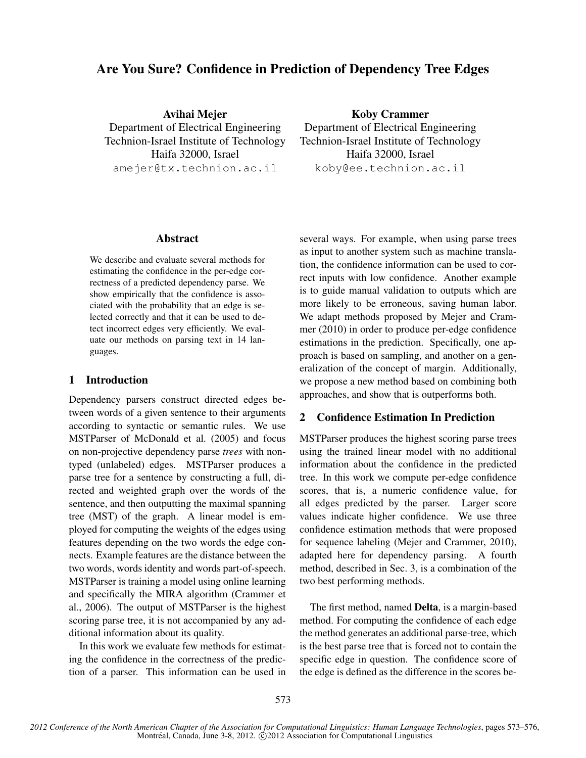# Are You Sure? Confidence in Prediction of Dependency Tree Edges

**Avihai Mejer**
Department of Electrical Engineering
Technion-Israel Institute of Technology
Haifa 32000, Israel
amejer@tx.technion.ac.il

**Koby Crammer**
Department of Electrical Engineering
Technion-Israel Institute of Technology
Haifa 32000, Israel
koby@ee.technion.ac.il

## Abstract

We describe and evaluate several methods for estimating the confidence in the per-edge correctness of a predicted dependency parse. We show empirically that the confidence is associated with the probability that an edge is selected correctly and that it can be used to detect incorrect edges very efficiently. We evaluate our methods on parsing text in 14 languages.

## 1 Introduction

Dependency parsers construct directed edges between words of a given sentence to their arguments according to syntactic or semantic rules. We use MSTParser of McDonald et al. (2005) and focus on non-projective dependency parse *trees* with non-typed (unlabeled) edges. MSTParser produces a parse tree for a sentence by constructing a full, directed and weighted graph over the words of the sentence, and then outputting the maximal spanning tree (MST) of the graph. A linear model is employed for computing the weights of the edges using features depending on the two words the edge connects. Example features are the distance between the two words, words identity and words part-of-speech. MSTParser is training a model using online learning and specifically the MIRA algorithm (Crammer et al., 2006). The output of MSTParser is the highest scoring parse tree, it is not accompanied by any additional information about its quality.

In this work we evaluate few methods for estimating the confidence in the correctness of the prediction of a parser. This information can be used in several ways. For example, when using parse trees as input to another system such as machine translation, the confidence information can be used to correct inputs with low confidence. Another example is to guide manual validation to outputs which are more likely to be erroneous, saving human labor. We adapt methods proposed by Mejer and Crammer (2010) in order to produce per-edge confidence estimations in the prediction. Specifically, one approach is based on sampling, and another on a generalization of the concept of margin. Additionally, we propose a new method based on combining both approaches, and show that is outperforms both.

## 2 Confidence Estimation In Prediction

MSTParser produces the highest scoring parse trees using the trained linear model with no additional information about the confidence in the predicted tree. In this work we compute per-edge confidence scores, that is, a numeric confidence value, for all edges predicted by the parser. Larger score values indicate higher confidence. We use three confidence estimation methods that were proposed for sequence labeling (Mejer and Crammer, 2010), adapted here for dependency parsing. A fourth method, described in Sec. 3, is a combination of the two best performing methods.

The first method, named **Delta**, is a margin-based method. For computing the confidence of each edge the method generates an additional parse-tree, which is the best parse tree that is forced not to contain the specific edge in question. The confidence score of the edge is defined as the difference in the scores be-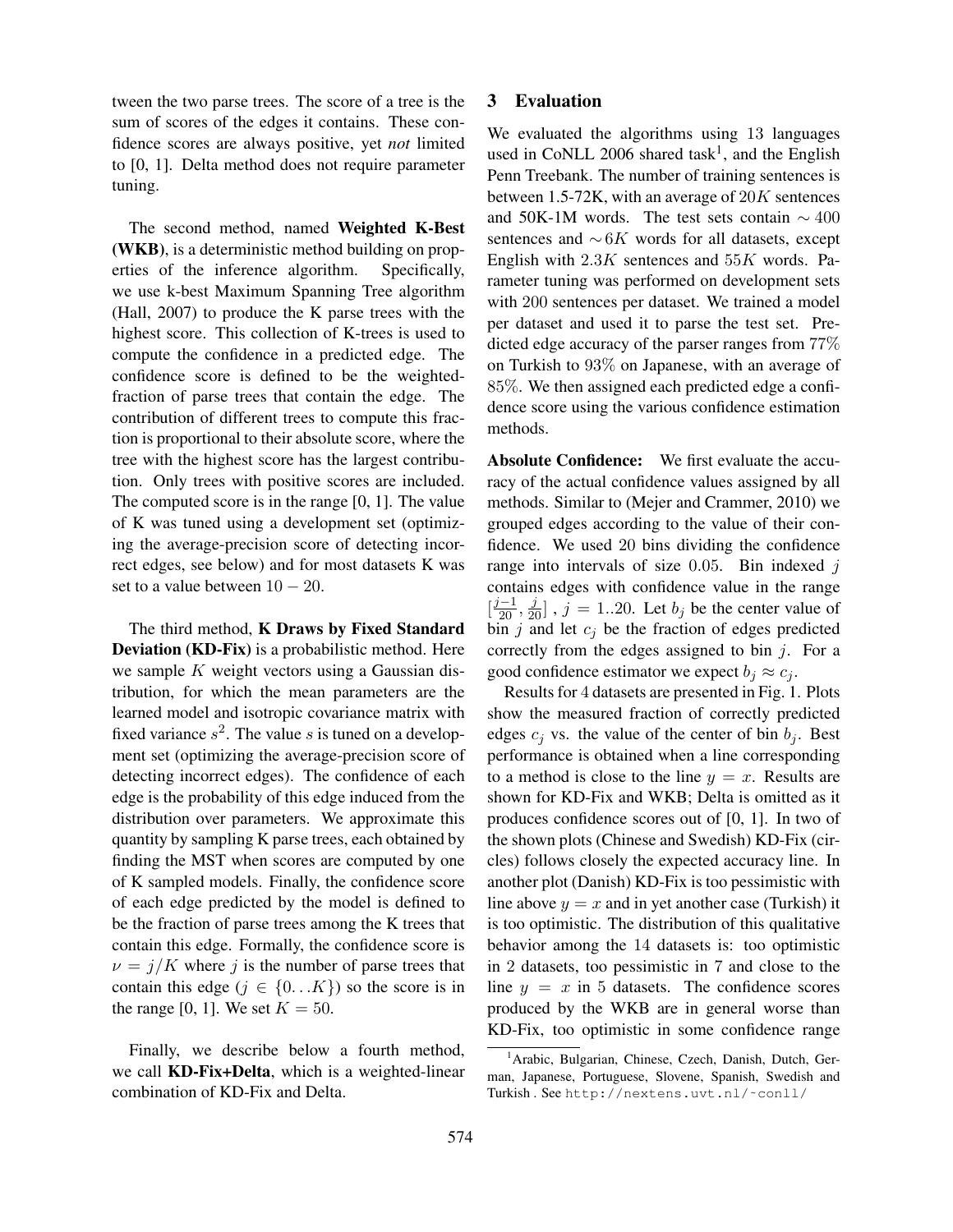tween the two parse trees. The score of a tree is the sum of scores of the edges it contains. These confidence scores are always positive, yet *not* limited to [0, 1]. Delta method does not require parameter tuning.

The second method, named **Weighted K-Best (WKB)**, is a deterministic method building on properties of the inference algorithm. Specifically, we use k-best Maximum Spanning Tree algorithm (Hall, 2007) to produce the K parse trees with the highest score. This collection of K-trees is used to compute the confidence in a predicted edge. The confidence score is defined to be the weighted-fraction of parse trees that contain the edge. The contribution of different trees to compute this fraction is proportional to their absolute score, where the tree with the highest score has the largest contribution. Only trees with positive scores are included. The computed score is in the range [0, 1]. The value of K was tuned using a development set (optimizing the average-precision score of detecting incorrect edges, see below) and for most datasets K was set to a value between $10 - 20$.

The third method, **K Draws by Fixed Standard Deviation (KD-Fix)** is a probabilistic method. Here we sample $K$ weight vectors using a Gaussian distribution, for which the mean parameters are the learned model and isotropic covariance matrix with fixed variance $s^2$. The value $s$ is tuned on a development set (optimizing the average-precision score of detecting incorrect edges). The confidence of each edge is the probability of this edge induced from the distribution over parameters. We approximate this quantity by sampling K parse trees, each obtained by finding the MST when scores are computed by one of K sampled models. Finally, the confidence score of each edge predicted by the model is defined to be the fraction of parse trees among the K trees that contain this edge. Formally, the confidence score is $\nu = j/K$ where $j$ is the number of parse trees that contain this edge ($j \in \{0 \ldots K\}$) so the score is in the range [0, 1]. We set $K = 50$.

Finally, we describe below a fourth method, we call **KD-Fix+Delta**, which is a weighted-linear combination of KD-Fix and Delta.

## 3 Evaluation

We evaluated the algorithms using 13 languages used in CoNLL 2006 shared task[1], and the English Penn Treebank. The number of training sentences is between 1.5-72K, with an average of $20K$ sentences and 50K-1M words. The test sets contain $\sim 400$ sentences and $\sim 6K$ words for all datasets, except English with $2.3K$ sentences and $55K$ words. Parameter tuning was performed on development sets with 200 sentences per dataset. We trained a model per dataset and used it to parse the test set. Predicted edge accuracy of the parser ranges from 77% on Turkish to 93% on Japanese, with an average of 85%. We then assigned each predicted edge a confidence score using the various confidence estimation methods.

**Absolute Confidence:** We first evaluate the accuracy of the actual confidence values assigned by all methods. Similar to (Mejer and Crammer, 2010) we grouped edges according to the value of their confidence. We used 20 bins dividing the confidence range into intervals of size 0.05. Bin indexed $j$ contains edges with confidence value in the range $[\frac{j-1}{20}, \frac{j}{20}]$ , $j = 1..20$. Let $b_j$ be the center value of bin $j$ and let $c_j$ be the fraction of edges predicted correctly from the edges assigned to bin $j$. For a good confidence estimator we expect $b_j \approx c_j$.

Results for 4 datasets are presented in Fig. 1. Plots show the measured fraction of correctly predicted edges $c_j$ vs. the value of the center of bin $b_j$. Best performance is obtained when a line corresponding to a method is close to the line $y = x$. Results are shown for KD-Fix and WKB; Delta is omitted as it produces confidence scores out of [0, 1]. In two of the shown plots (Chinese and Swedish) KD-Fix (circles) follows closely the expected accuracy line. In another plot (Danish) KD-Fix is too pessimistic with line above $y = x$ and in yet another case (Turkish) it is too optimistic. The distribution of this qualitative behavior among the 14 datasets is: too optimistic in 2 datasets, too pessimistic in 7 and close to the line $y = x$ in 5 datasets. The confidence scores produced by the WKB are in general worse than KD-Fix, too optimistic in some confidence range

[1] Arabic, Bulgarian, Chinese, Czech, Danish, Dutch, German, Japanese, Portuguese, Slovene, Spanish, Swedish and Turkish . See http://nextens.uvt.nl/~conll/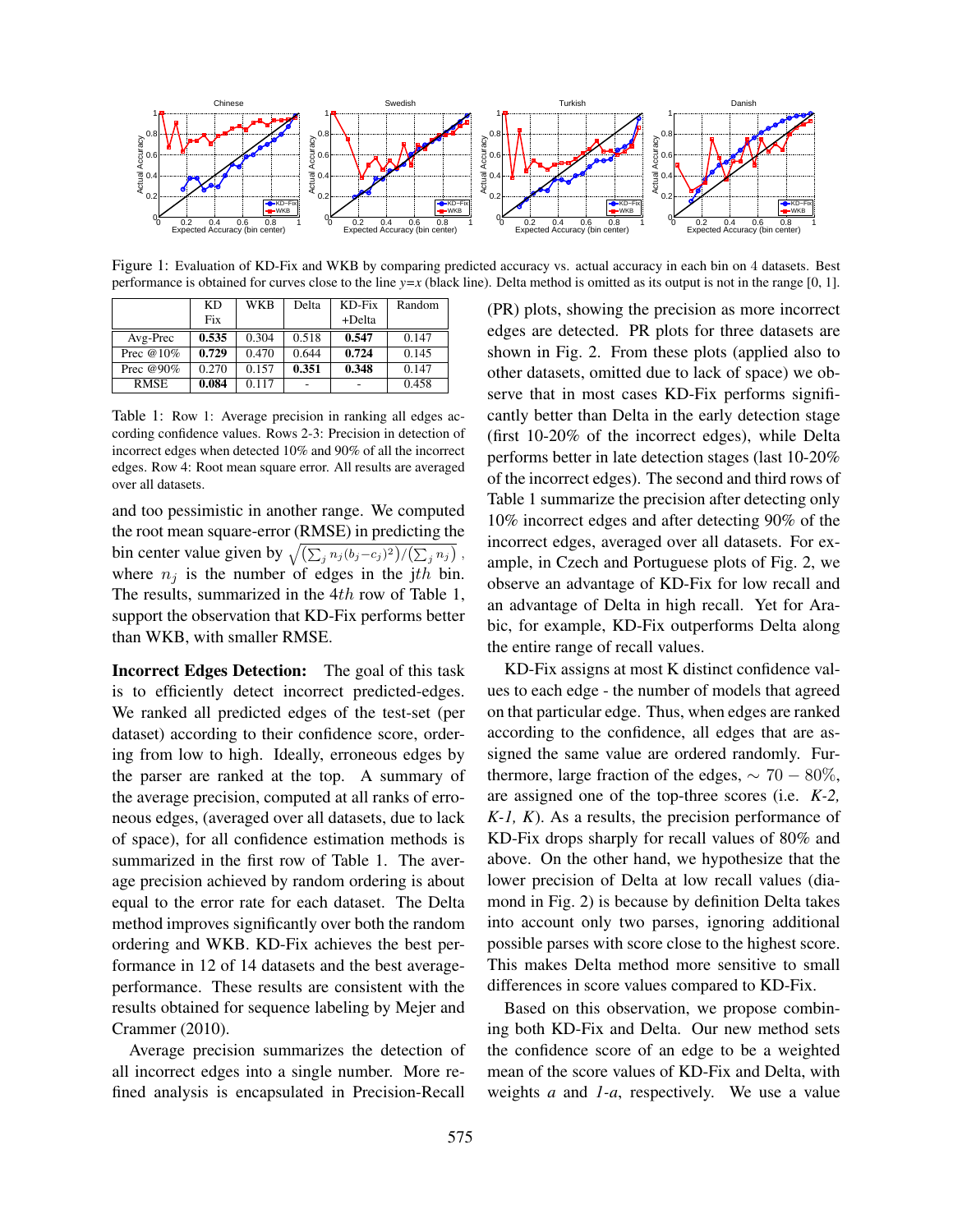Figure 1: Evaluation of KD-Fix and WKB by comparing predicted accuracy vs. actual accuracy in each bin on 4 datasets. Best performance is obtained for curves close to the line $y$=$x$ (black line). Delta method is omitted as its output is not in the range [0, 1].

| | KD Fix | WKB | Delta | KD-Fix +Delta | Random |
|---|---|---|---|---|---|
| Avg-Prec | **0.535** | 0.304 | 0.518 | **0.547** | 0.147 |
| Prec @10% | **0.729** | 0.470 | 0.644 | **0.724** | 0.145 |
| Prec @90% | 0.270 | 0.157 | **0.351** | **0.348** | 0.147 |
| RMSE | **0.084** | 0.117 | - | - | 0.458 |

Table 1: Row 1: Average precision in ranking all edges according confidence values. Rows 2-3: Precision in detection of incorrect edges when detected 10% and 90% of all the incorrect edges. Row 4: Root mean square error. All results are averaged over all datasets.

and too pessimistic in another range. We computed the root mean square-error (RMSE) in predicting the bin center value given by $\sqrt{(\sum_j n_j(b_j - c_j)^2)/(\sum_j n_j)}$, where $n_j$ is the number of edges in the $j th$ bin. The results, summarized in the $4th$ row of Table 1, support the observation that KD-Fix performs better than WKB, with smaller RMSE.

**Incorrect Edges Detection:** The goal of this task is to efficiently detect incorrect predicted-edges. We ranked all predicted edges of the test-set (per dataset) according to their confidence score, ordering from low to high. Ideally, erroneous edges by the parser are ranked at the top. A summary of the average precision, computed at all ranks of erroneous edges, (averaged over all datasets, due to lack of space), for all confidence estimation methods is summarized in the first row of Table 1. The average precision achieved by random ordering is about equal to the error rate for each dataset. The Delta method improves significantly over both the random ordering and WKB. KD-Fix achieves the best performance in 12 of 14 datasets and the best average-performance. These results are consistent with the results obtained for sequence labeling by Mejer and Crammer (2010).

Average precision summarizes the detection of all incorrect edges into a single number. More refined analysis is encapsulated in Precision-Recall (PR) plots, showing the precision as more incorrect edges are detected. PR plots for three datasets are shown in Fig. 2. From these plots (applied also to other datasets, omitted due to lack of space) we observe that in most cases KD-Fix performs significantly better than Delta in the early detection stage (first 10-20% of the incorrect edges), while Delta performs better in late detection stages (last 10-20% of the incorrect edges). The second and third rows of Table 1 summarize the precision after detecting only 10% incorrect edges and after detecting 90% of the incorrect edges, averaged over all datasets. For example, in Czech and Portuguese plots of Fig. 2, we observe an advantage of KD-Fix for low recall and an advantage of Delta in high recall. Yet for Arabic, for example, KD-Fix outperforms Delta along the entire range of recall values.

KD-Fix assigns at most K distinct confidence values to each edge - the number of models that agreed on that particular edge. Thus, when edges are ranked according to the confidence, all edges that are assigned the same value are ordered randomly. Furthermore, large fraction of the edges, $\sim 70-80\%$, are assigned one of the top-three scores (i.e. *K-2, K-1, K*). As a results, the precision performance of KD-Fix drops sharply for recall values of 80% and above. On the other hand, we hypothesize that the lower precision of Delta at low recall values (diamond in Fig. 2) is because by definition Delta takes into account only two parses, ignoring additional possible parses with score close to the highest score. This makes Delta method more sensitive to small differences in score values compared to KD-Fix.

Based on this observation, we propose combining both KD-Fix and Delta. Our new method sets the confidence score of an edge to be a weighted mean of the score values of KD-Fix and Delta, with weights *a* and *1-a*, respectively. We use a value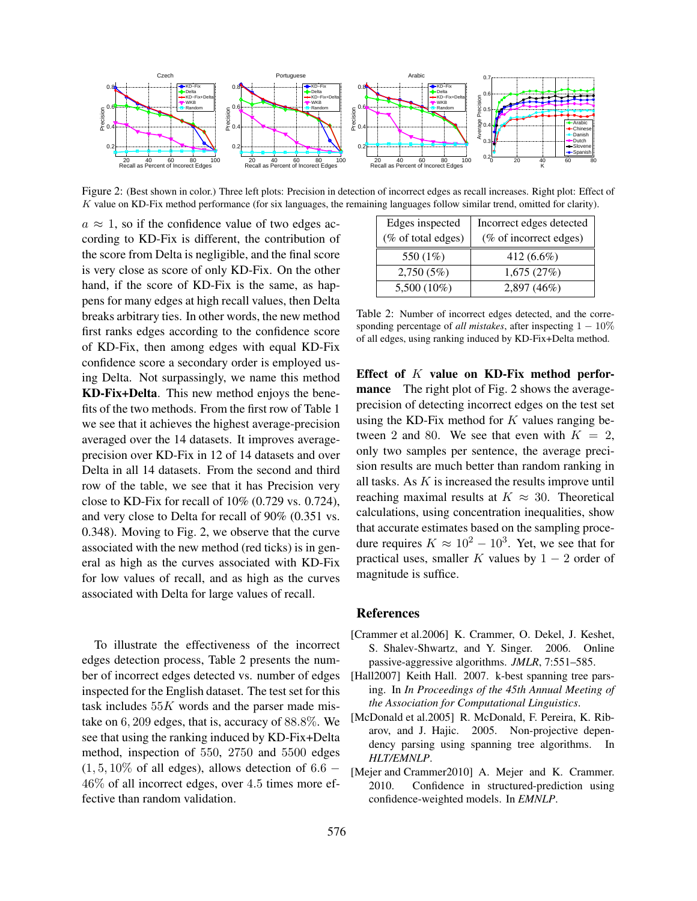Czech

KD-Fix
Delta
KD-Fix+Delta
WKB
Random

Precision

Recall as Percent of Incorect Edges

Portuguese

Arabic

Average Precision

K

Arabic
Chinese
Danish
Dutch
Slovene
Spanish

Figure 2: (Best shown in color.) Three left plots: Precision in detection of incorrect edges as recall increases. Right plot: Effect of $K$ value on KD-Fix method performance (for six languages, the remaining languages follow similar trend, omitted for clarity).

$a \approx 1$, so if the confidence value of two edges according to KD-Fix is different, the contribution of the score from Delta is negligible, and the final score is very close as score of only KD-Fix. On the other hand, if the score of KD-Fix is the same, as happens for many edges at high recall values, then Delta breaks arbitrary ties. In other words, the new method first ranks edges according to the confidence score of KD-Fix, then among edges with equal KD-Fix confidence score a secondary order is employed using Delta. Not surpassingly, we name this method **KD-Fix+Delta**. This new method enjoys the benefits of the two methods. From the first row of Table 1 we see that it achieves the highest average-precision averaged over the 14 datasets. It improves average-precision over KD-Fix in 12 of 14 datasets and over Delta in all 14 datasets. From the second and third row of the table, we see that it has Precision very close to KD-Fix for recall of 10% (0.729 vs. 0.724), and very close to Delta for recall of 90% (0.351 vs. 0.348). Moving to Fig. 2, we observe that the curve associated with the new method (red ticks) is in general as high as the curves associated with KD-Fix for low values of recall, and as high as the curves associated with Delta for large values of recall.

To illustrate the effectiveness of the incorrect edges detection process, Table 2 presents the number of incorrect edges detected vs. number of edges inspected for the English dataset. The test set for this task includes $55K$ words and the parser made mistake on $6,209$ edges, that is, accuracy of $88.8\%$. We see that using the ranking induced by KD-Fix+Delta method, inspection of $550$, $2750$ and $5500$ edges $(1, 5, 10\%$ of all edges), allows detection of $6.6 - 46\%$ of all incorrect edges, over $4.5$ times more effective than random validation.

| Edges inspected (% of total edges) | Incorrect edges detected (% of incorrect edges) |
|---|---|
| 550 (1%) | 412 (6.6%) |
| 2,750 (5%) | 1,675 (27%) |
| 5,500 (10%) | 2,897 (46%) |

Table 2: Number of incorrect edges detected, and the corresponding percentage of *all mistakes*, after inspecting $1 - 10\%$ of all edges, using ranking induced by KD-Fix+Delta method.

**Effect of $K$ value on KD-Fix method performance** The right plot of Fig. 2 shows the average-precision of detecting incorrect edges on the test set using the KD-Fix method for $K$ values ranging between $2$ and $80$. We see that even with $K = 2$, only two samples per sentence, the average precision results are much better than random ranking in all tasks. As $K$ is increased the results improve until reaching maximal results at $K \approx 30$. Theoretical calculations, using concentration inequalities, show that accurate estimates based on the sampling procedure requires $K \approx 10^2 - 10^3$. Yet, we see that for practical uses, smaller $K$ values by $1 - 2$ order of magnitude is suffice.

## References

[Crammer et al.2006] K. Crammer, O. Dekel, J. Keshet, S. Shalev-Shwartz, and Y. Singer. 2006. Online passive-aggressive algorithms. *JMLR*, 7:551–585.

[Hall2007] Keith Hall. 2007. k-best spanning tree parsing. In *In Proceedings of the 45th Annual Meeting of the Association for Computational Linguistics*.

[McDonald et al.2005] R. McDonald, F. Pereira, K. Ribarov, and J. Hajic. 2005. Non-projective dependency parsing using spanning tree algorithms. In *HLT/EMNLP*.

[Mejer and Crammer2010] A. Mejer and K. Crammer. 2010. Confidence in structured-prediction using confidence-weighted models. In *EMNLP*.